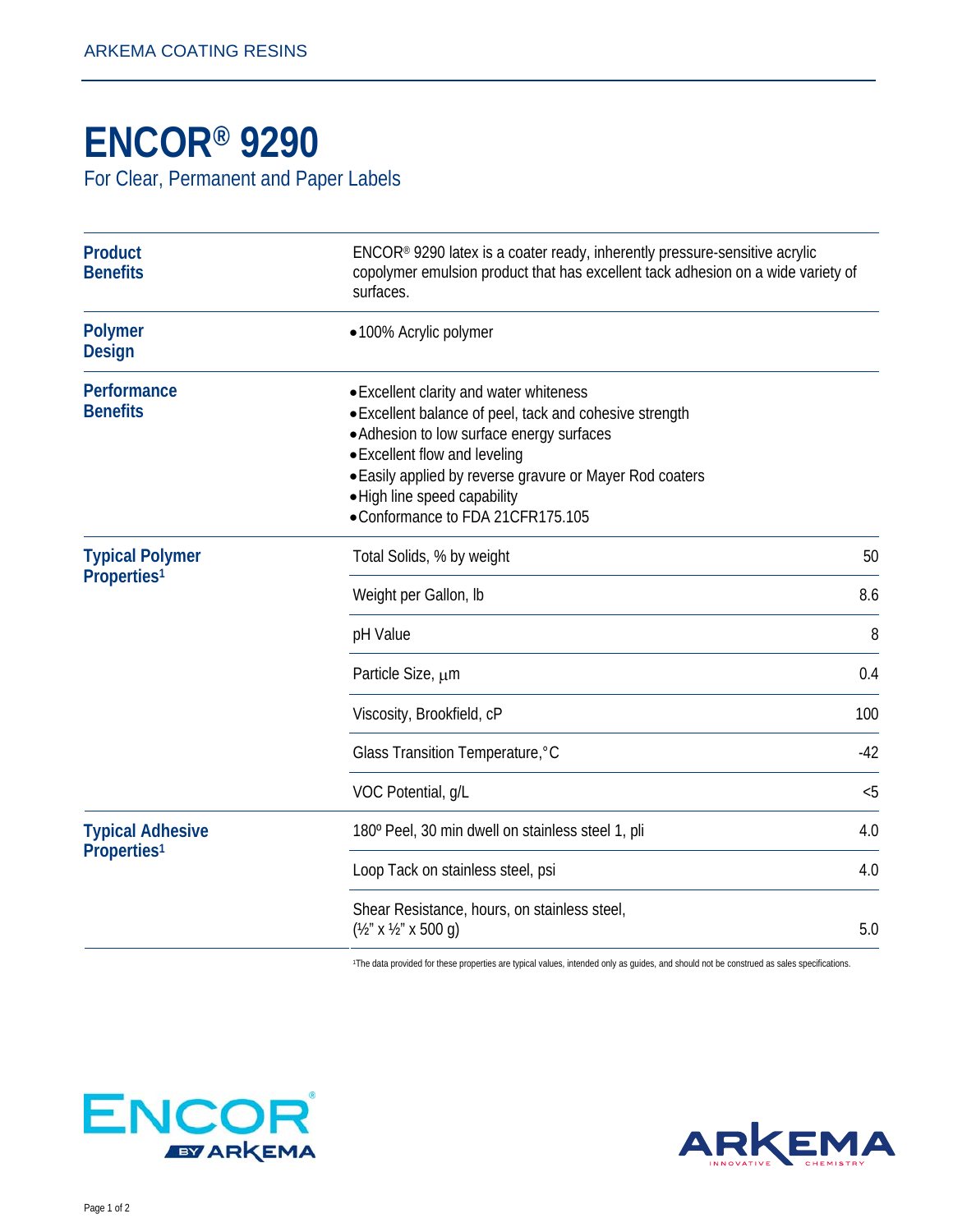ARKEMA COATING RESINS

# ENCOR® 9290

For Clear, Permanent and Paper Labels

## Product Benefits

ENCOR® 9290 latex is a coater ready, inherently pressure-sensitive acrylic copolymer emulsion product that has excellent tack adhesion on a wide variety of surfaces.

## Polymer Design

- 100% Acrylic polymer

## Performance Benefits

- Excellent clarity and water whiteness
- Excellent balance of peel, tack and cohesive strength
- Adhesion to low surface energy surfaces
- Excellent flow and leveling
- Easily applied by reverse gravure or Mayer Rod coaters
- High line speed capability
- Conformance to FDA 21CFR175.105

## Typical Polymer Properties[1]

| Property | Value |
|---|---|
| Total Solids, % by weight | 50 |
| Weight per Gallon, lb | 8.6 |
| pH Value | 8 |
| Particle Size, μm | 0.4 |
| Viscosity, Brookfield, cP | 100 |
| Glass Transition Temperature, °C | -42 |
| VOC Potential, g/L | <5 |

## Typical Adhesive Properties[1]

| Property | Value |
|---|---|
| 180º Peel, 30 min dwell on stainless steel 1, pli | 4.0 |
| Loop Tack on stainless steel, psi | 4.0 |
| Shear Resistance, hours, on stainless steel, (½" x ½" x 500 g) | 5.0 |

[1]The data provided for these properties are typical values, intended only as guides, and should not be construed as sales specifications.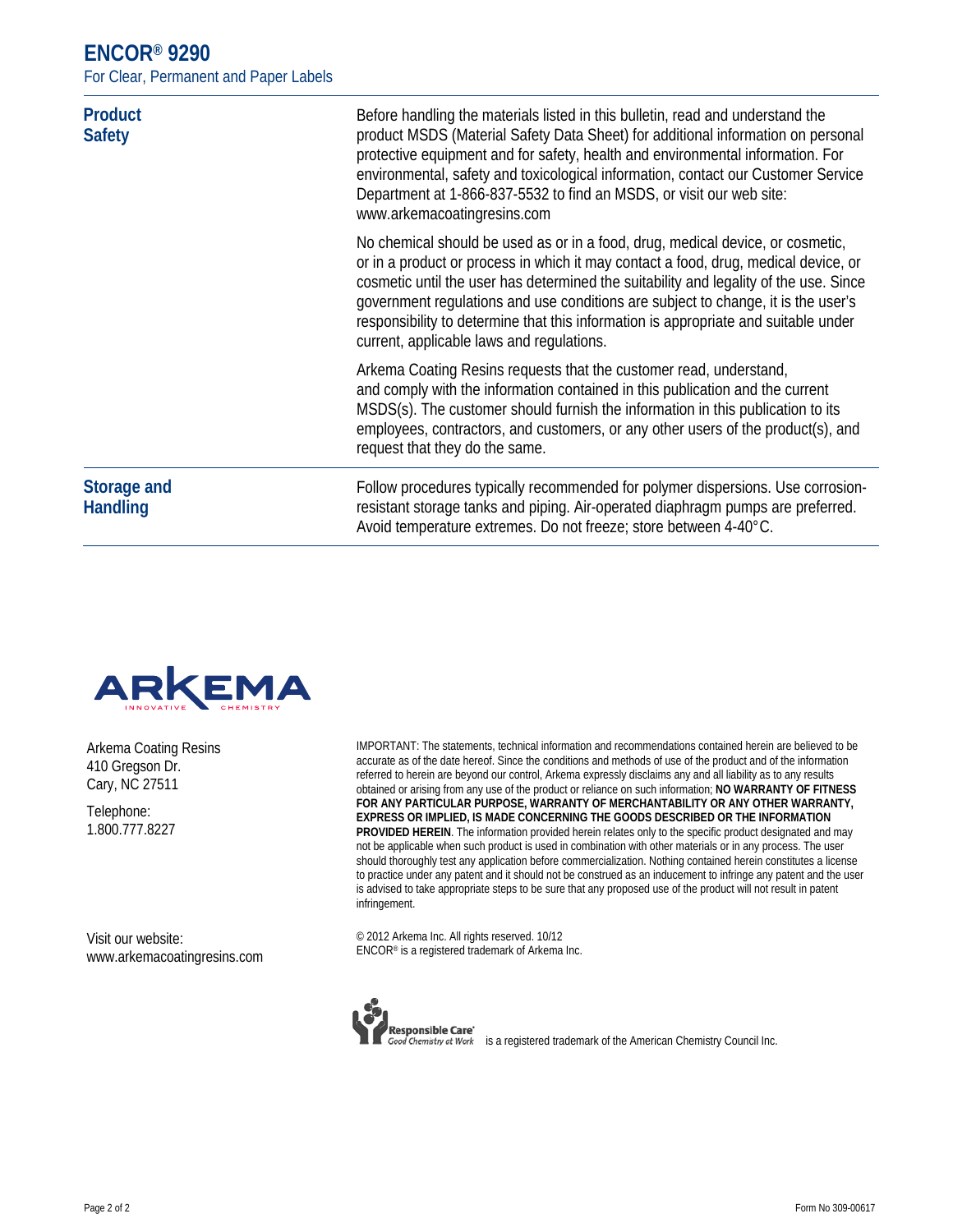# ENCOR® 9290

For Clear, Permanent and Paper Labels

## Product Safety

Before handling the materials listed in this bulletin, read and understand the product MSDS (Material Safety Data Sheet) for additional information on personal protective equipment and for safety, health and environmental information. For environmental, safety and toxicological information, contact our Customer Service Department at 1-866-837-5532 to find an MSDS, or visit our web site: www.arkemacoatingresins.com

No chemical should be used as or in a food, drug, medical device, or cosmetic, or in a product or process in which it may contact a food, drug, medical device, or cosmetic until the user has determined the suitability and legality of the use. Since government regulations and use conditions are subject to change, it is the user's responsibility to determine that this information is appropriate and suitable under current, applicable laws and regulations.

Arkema Coating Resins requests that the customer read, understand, and comply with the information contained in this publication and the current MSDS(s). The customer should furnish the information in this publication to its employees, contractors, and customers, or any other users of the product(s), and request that they do the same.

## Storage and Handling

Follow procedures typically recommended for polymer dispersions. Use corrosion-resistant storage tanks and piping. Air-operated diaphragm pumps are preferred. Avoid temperature extremes. Do not freeze; store between 4-40°C.

ARKEMA
INNOVATIVE CHEMISTRY

Arkema Coating Resins
410 Gregson Dr.
Cary, NC 27511

Telephone:
1.800.777.8227

Visit our website:
www.arkemacoatingresins.com

IMPORTANT: The statements, technical information and recommendations contained herein are believed to be accurate as of the date hereof. Since the conditions and methods of use of the product and of the information referred to herein are beyond our control, Arkema expressly disclaims any and all liability as to any results obtained or arising from any use of the product or reliance on such information; **NO WARRANTY OF FITNESS FOR ANY PARTICULAR PURPOSE, WARRANTY OF MERCHANTABILITY OR ANY OTHER WARRANTY, EXPRESS OR IMPLIED, IS MADE CONCERNING THE GOODS DESCRIBED OR THE INFORMATION PROVIDED HEREIN**. The information provided herein relates only to the specific product designated and may not be applicable when such product is used in combination with other materials or in any process. The user should thoroughly test any application before commercialization. Nothing contained herein constitutes a license to practice under any patent and it should not be construed as an inducement to infringe any patent and the user is advised to take appropriate steps to be sure that any proposed use of the product will not result in patent infringement.

© 2012 Arkema Inc. All rights reserved. 10/12
ENCOR® is a registered trademark of Arkema Inc.

Responsible Care® Good Chemistry at Work is a registered trademark of the American Chemistry Council Inc.

Form No 309-00617